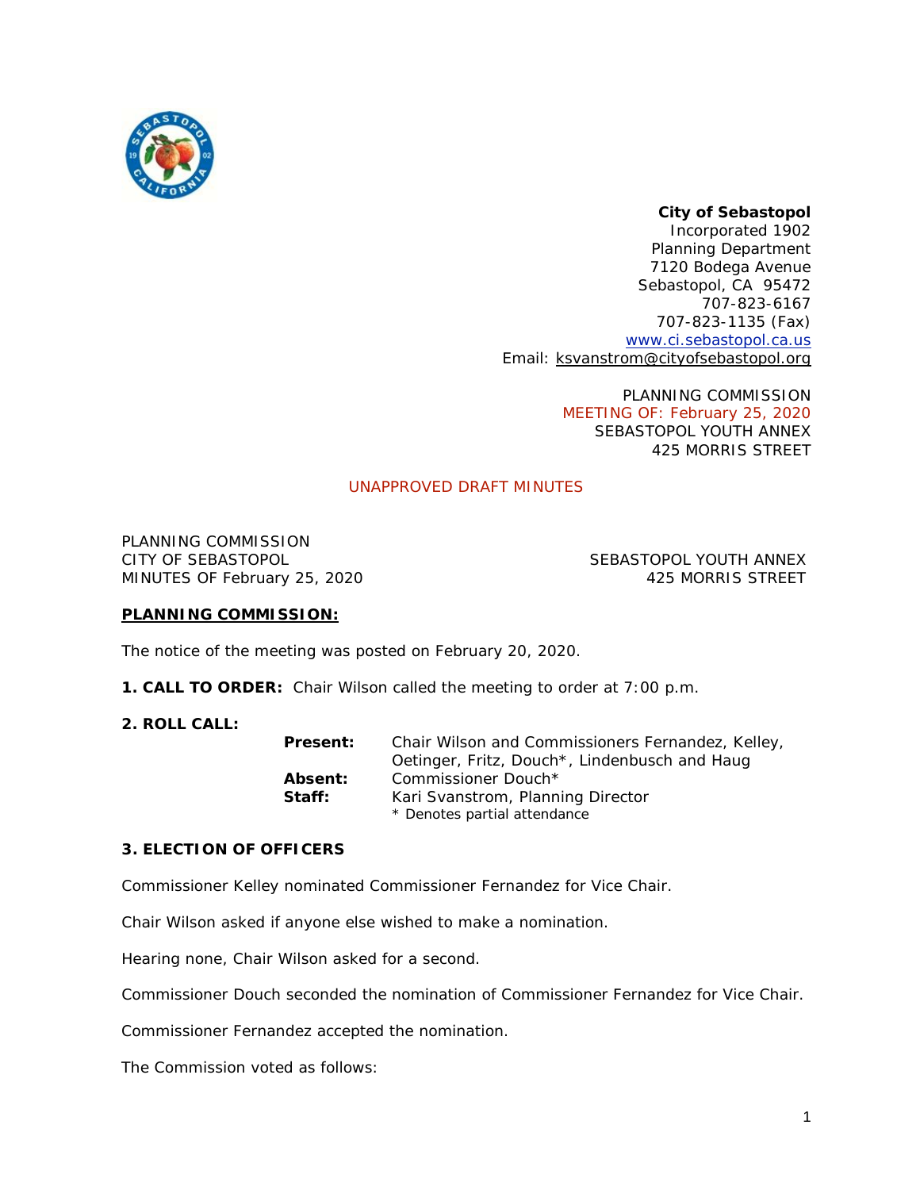**City of Sebastopol**
Incorporated 1902
Planning Department
7120 Bodega Avenue
Sebastopol, CA 95472
707-823-6167
707-823-1135 (Fax)
www.ci.sebastopol.ca.us
Email: ksvanstrom@cityofsebastopol.org

PLANNING COMMISSION
MEETING OF: February 25, 2020
SEBASTOPOL YOUTH ANNEX
425 MORRIS STREET

UNAPPROVED DRAFT MINUTES

PLANNING COMMISSION
CITY OF SEBASTOPOL
MINUTES OF February 25, 2020

SEBASTOPOL YOUTH ANNEX
425 MORRIS STREET

**PLANNING COMMISSION:**

The notice of the meeting was posted on February 20, 2020.

**1. CALL TO ORDER:** Chair Wilson called the meeting to order at 7:00 p.m.

**2. ROLL CALL:**

**Present:** Chair Wilson and Commissioners Fernandez, Kelley, Oetinger, Fritz, Douch*, Lindenbusch and Haug
**Absent:** Commissioner Douch*
**Staff:** Kari Svanstrom, Planning Director
\* Denotes partial attendance

**3. ELECTION OF OFFICERS**

Commissioner Kelley nominated Commissioner Fernandez for Vice Chair.

Chair Wilson asked if anyone else wished to make a nomination.

Hearing none, Chair Wilson asked for a second.

Commissioner Douch seconded the nomination of Commissioner Fernandez for Vice Chair.

Commissioner Fernandez accepted the nomination.

The Commission voted as follows: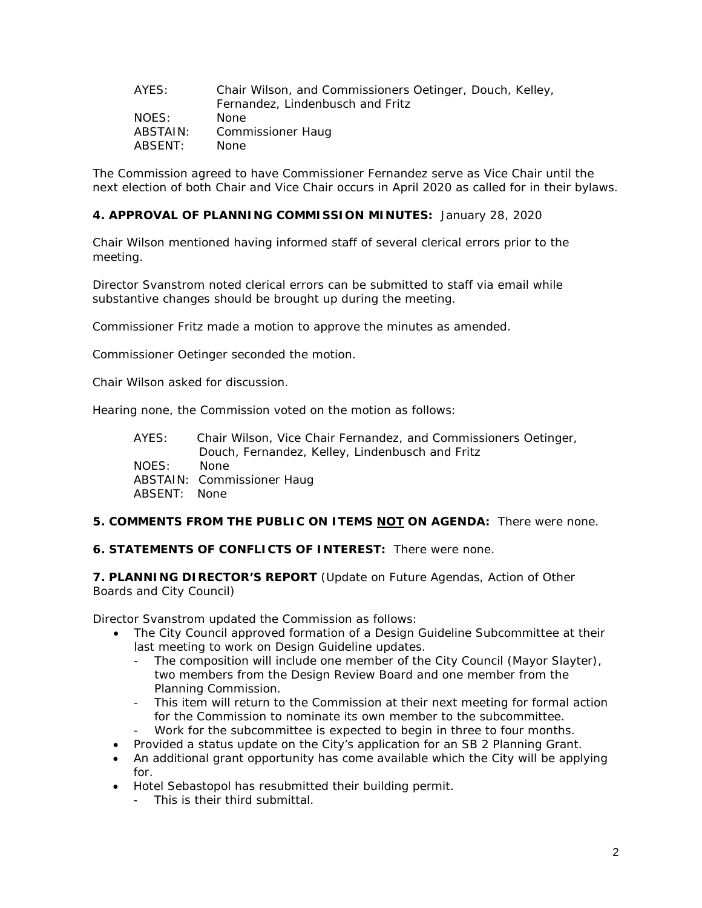AYES: Chair Wilson, and Commissioners Oetinger, Douch, Kelley, Fernandez, Lindenbusch and Fritz
NOES: None
ABSTAIN: Commissioner Haug
ABSENT: None

The Commission agreed to have Commissioner Fernandez serve as Vice Chair until the next election of both Chair and Vice Chair occurs in April 2020 as called for in their bylaws.

**4. APPROVAL OF PLANNING COMMISSION MINUTES:** January 28, 2020

Chair Wilson mentioned having informed staff of several clerical errors prior to the meeting.

Director Svanstrom noted clerical errors can be submitted to staff via email while substantive changes should be brought up during the meeting.

Commissioner Fritz made a motion to approve the minutes as amended.

Commissioner Oetinger seconded the motion.

Chair Wilson asked for discussion.

Hearing none, the Commission voted on the motion as follows:

AYES: Chair Wilson, Vice Chair Fernandez, and Commissioners Oetinger, Douch, Fernandez, Kelley, Lindenbusch and Fritz
NOES: None
ABSTAIN: Commissioner Haug
ABSENT: None

**5. COMMENTS FROM THE PUBLIC ON ITEMS NOT ON AGENDA:** There were none.

**6. STATEMENTS OF CONFLICTS OF INTEREST:** There were none.

**7. PLANNING DIRECTOR'S REPORT** (Update on Future Agendas, Action of Other Boards and City Council)

Director Svanstrom updated the Commission as follows:

- The City Council approved formation of a Design Guideline Subcommittee at their last meeting to work on Design Guideline updates.
  - The composition will include one member of the City Council (Mayor Slayter), two members from the Design Review Board and one member from the Planning Commission.
  - This item will return to the Commission at their next meeting for formal action for the Commission to nominate its own member to the subcommittee.
  - Work for the subcommittee is expected to begin in three to four months.
- Provided a status update on the City's application for an SB 2 Planning Grant.
- An additional grant opportunity has come available which the City will be applying for.
- Hotel Sebastopol has resubmitted their building permit.
  - This is their third submittal.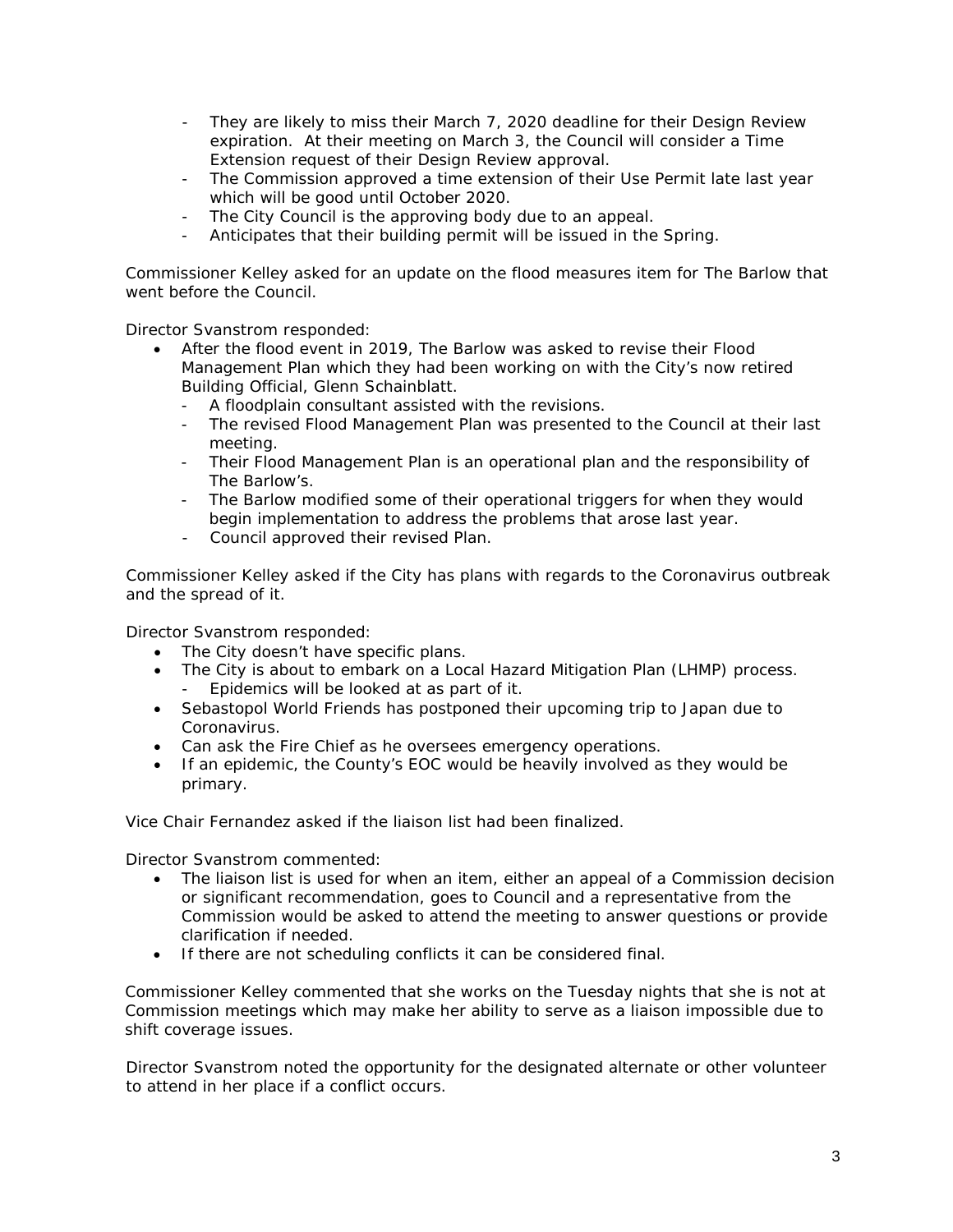- They are likely to miss their March 7, 2020 deadline for their Design Review expiration. At their meeting on March 3, the Council will consider a Time Extension request of their Design Review approval.
- The Commission approved a time extension of their Use Permit late last year which will be good until October 2020.
- The City Council is the approving body due to an appeal.
- Anticipates that their building permit will be issued in the Spring.

Commissioner Kelley asked for an update on the flood measures item for The Barlow that went before the Council.

Director Svanstrom responded:

- After the flood event in 2019, The Barlow was asked to revise their Flood Management Plan which they had been working on with the City's now retired Building Official, Glenn Schainblatt.
  - A floodplain consultant assisted with the revisions.
  - The revised Flood Management Plan was presented to the Council at their last meeting.
  - Their Flood Management Plan is an operational plan and the responsibility of The Barlow's.
  - The Barlow modified some of their operational triggers for when they would begin implementation to address the problems that arose last year.
  - Council approved their revised Plan.

Commissioner Kelley asked if the City has plans with regards to the Coronavirus outbreak and the spread of it.

Director Svanstrom responded:

- The City doesn't have specific plans.
- The City is about to embark on a Local Hazard Mitigation Plan (LHMP) process.
  - Epidemics will be looked at as part of it.
- Sebastopol World Friends has postponed their upcoming trip to Japan due to Coronavirus.
- Can ask the Fire Chief as he oversees emergency operations.
- If an epidemic, the County's EOC would be heavily involved as they would be primary.

Vice Chair Fernandez asked if the liaison list had been finalized.

Director Svanstrom commented:

- The liaison list is used for when an item, either an appeal of a Commission decision or significant recommendation, goes to Council and a representative from the Commission would be asked to attend the meeting to answer questions or provide clarification if needed.
- If there are not scheduling conflicts it can be considered final.

Commissioner Kelley commented that she works on the Tuesday nights that she is not at Commission meetings which may make her ability to serve as a liaison impossible due to shift coverage issues.

Director Svanstrom noted the opportunity for the designated alternate or other volunteer to attend in her place if a conflict occurs.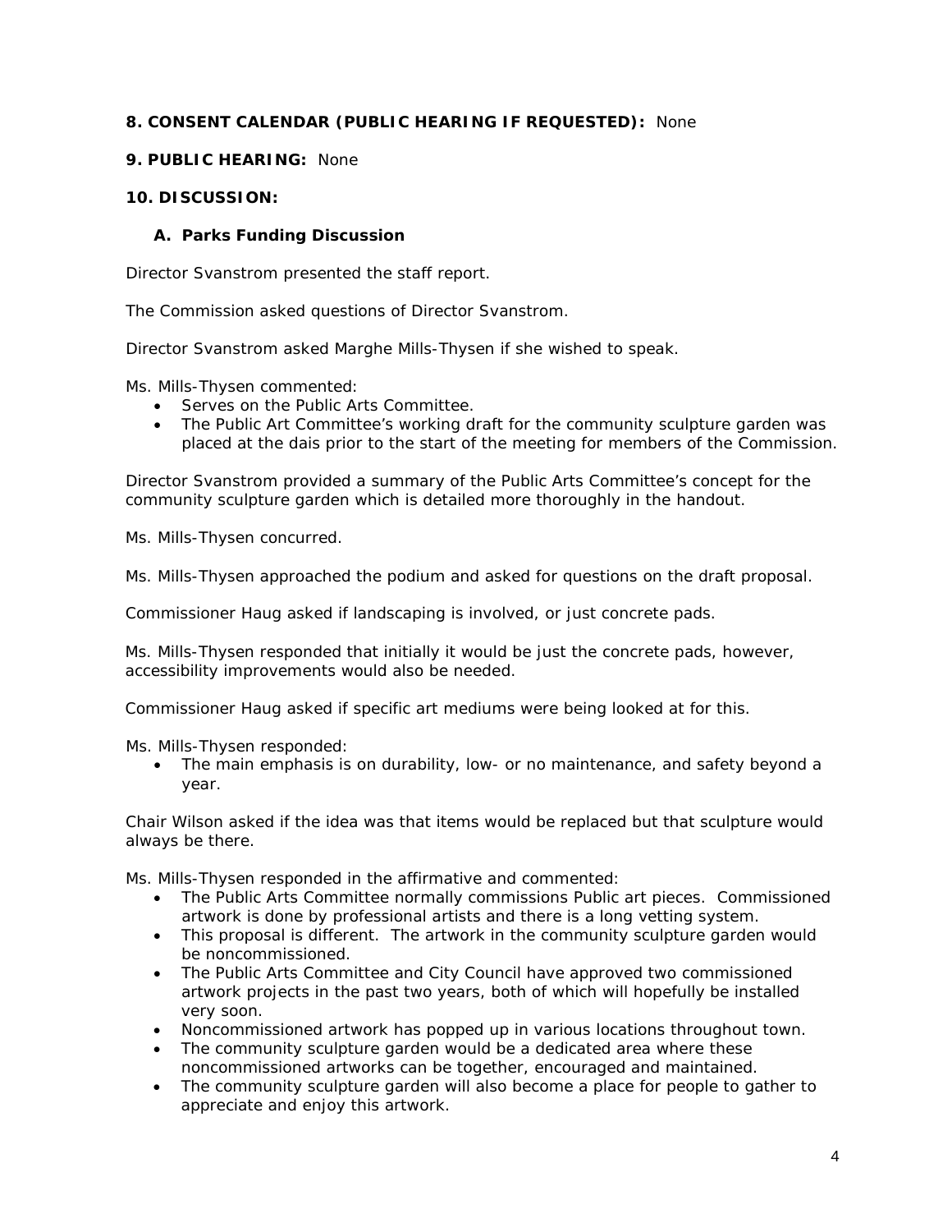**8. CONSENT CALENDAR (PUBLIC HEARING IF REQUESTED):** None

**9. PUBLIC HEARING:** None

**10. DISCUSSION:**

**A. Parks Funding Discussion**

Director Svanstrom presented the staff report.

The Commission asked questions of Director Svanstrom.

Director Svanstrom asked Marghe Mills-Thysen if she wished to speak.

Ms. Mills-Thysen commented:

- Serves on the Public Arts Committee.
- The Public Art Committee's working draft for the community sculpture garden was placed at the dais prior to the start of the meeting for members of the Commission.

Director Svanstrom provided a summary of the Public Arts Committee's concept for the community sculpture garden which is detailed more thoroughly in the handout.

Ms. Mills-Thysen concurred.

Ms. Mills-Thysen approached the podium and asked for questions on the draft proposal.

Commissioner Haug asked if landscaping is involved, or just concrete pads.

Ms. Mills-Thysen responded that initially it would be just the concrete pads, however, accessibility improvements would also be needed.

Commissioner Haug asked if specific art mediums were being looked at for this.

Ms. Mills-Thysen responded:

- The main emphasis is on durability, low- or no maintenance, and safety beyond a year.

Chair Wilson asked if the idea was that items would be replaced but that sculpture would always be there.

Ms. Mills-Thysen responded in the affirmative and commented:

- The Public Arts Committee normally commissions Public art pieces. Commissioned artwork is done by professional artists and there is a long vetting system.
- This proposal is different. The artwork in the community sculpture garden would be noncommissioned.
- The Public Arts Committee and City Council have approved two commissioned artwork projects in the past two years, both of which will hopefully be installed very soon.
- Noncommissioned artwork has popped up in various locations throughout town.
- The community sculpture garden would be a dedicated area where these noncommissioned artworks can be together, encouraged and maintained.
- The community sculpture garden will also become a place for people to gather to appreciate and enjoy this artwork.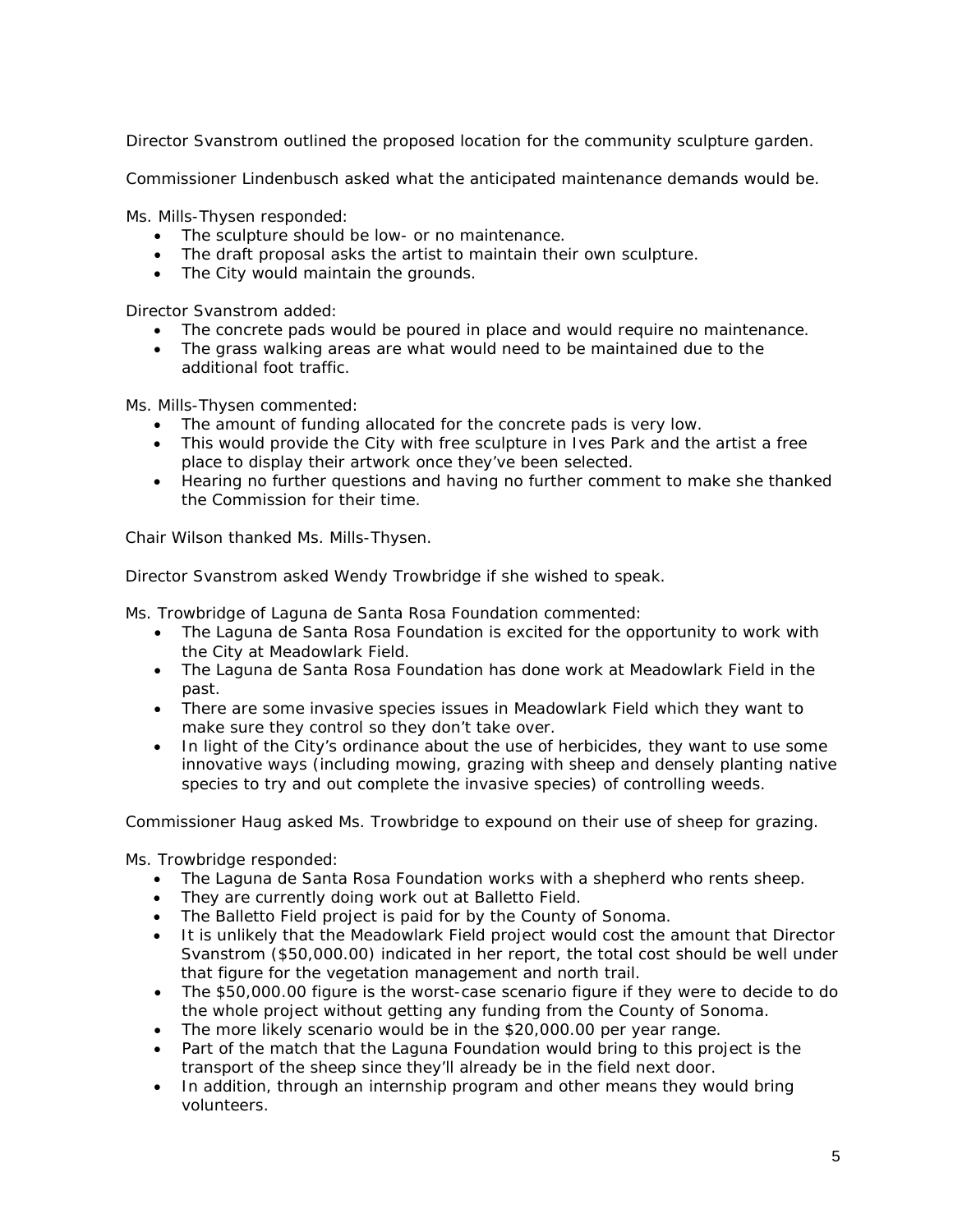Director Svanstrom outlined the proposed location for the community sculpture garden.

Commissioner Lindenbusch asked what the anticipated maintenance demands would be.

Ms. Mills-Thysen responded:

- The sculpture should be low- or no maintenance.
- The draft proposal asks the artist to maintain their own sculpture.
- The City would maintain the grounds.

Director Svanstrom added:

- The concrete pads would be poured in place and would require no maintenance.
- The grass walking areas are what would need to be maintained due to the additional foot traffic.

Ms. Mills-Thysen commented:

- The amount of funding allocated for the concrete pads is very low.
- This would provide the City with free sculpture in Ives Park and the artist a free place to display their artwork once they've been selected.
- Hearing no further questions and having no further comment to make she thanked the Commission for their time.

Chair Wilson thanked Ms. Mills-Thysen.

Director Svanstrom asked Wendy Trowbridge if she wished to speak.

Ms. Trowbridge of Laguna de Santa Rosa Foundation commented:

- The Laguna de Santa Rosa Foundation is excited for the opportunity to work with the City at Meadowlark Field.
- The Laguna de Santa Rosa Foundation has done work at Meadowlark Field in the past.
- There are some invasive species issues in Meadowlark Field which they want to make sure they control so they don't take over.
- In light of the City's ordinance about the use of herbicides, they want to use some innovative ways (including mowing, grazing with sheep and densely planting native species to try and out complete the invasive species) of controlling weeds.

Commissioner Haug asked Ms. Trowbridge to expound on their use of sheep for grazing.

Ms. Trowbridge responded:

- The Laguna de Santa Rosa Foundation works with a shepherd who rents sheep.
- They are currently doing work out at Balletto Field.
- The Balletto Field project is paid for by the County of Sonoma.
- It is unlikely that the Meadowlark Field project would cost the amount that Director Svanstrom ($50,000.00) indicated in her report, the total cost should be well under that figure for the vegetation management and north trail.
- The $50,000.00 figure is the worst-case scenario figure if they were to decide to do the whole project without getting any funding from the County of Sonoma.
- The more likely scenario would be in the $20,000.00 per year range.
- Part of the match that the Laguna Foundation would bring to this project is the transport of the sheep since they'll already be in the field next door.
- In addition, through an internship program and other means they would bring volunteers.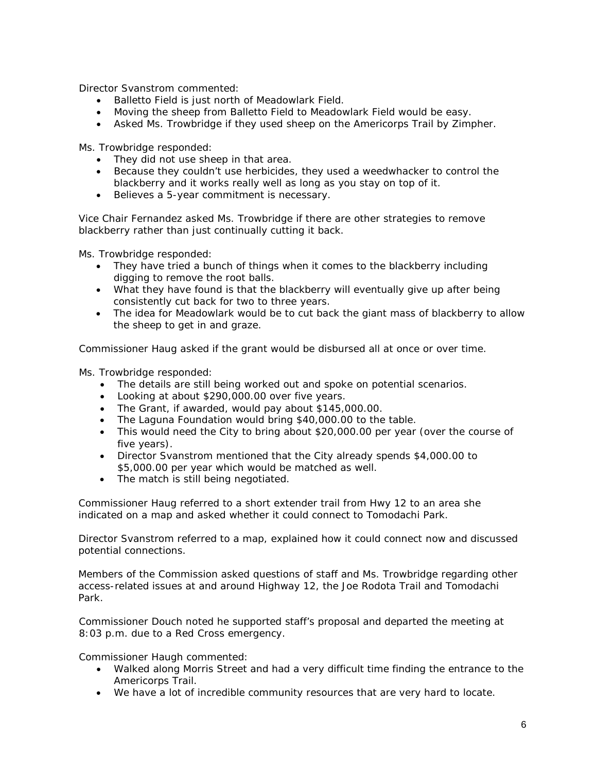Director Svanstrom commented:

- Balletto Field is just north of Meadowlark Field.
- Moving the sheep from Balletto Field to Meadowlark Field would be easy.
- Asked Ms. Trowbridge if they used sheep on the Americorps Trail by Zimpher.

Ms. Trowbridge responded:

- They did not use sheep in that area.
- Because they couldn't use herbicides, they used a weedwhacker to control the blackberry and it works really well as long as you stay on top of it.
- Believes a 5-year commitment is necessary.

Vice Chair Fernandez asked Ms. Trowbridge if there are other strategies to remove blackberry rather than just continually cutting it back.

Ms. Trowbridge responded:

- They have tried a bunch of things when it comes to the blackberry including digging to remove the root balls.
- What they have found is that the blackberry will eventually give up after being consistently cut back for two to three years.
- The idea for Meadowlark would be to cut back the giant mass of blackberry to allow the sheep to get in and graze.

Commissioner Haug asked if the grant would be disbursed all at once or over time.

Ms. Trowbridge responded:

- The details are still being worked out and spoke on potential scenarios.
- Looking at about $290,000.00 over five years.
- The Grant, if awarded, would pay about $145,000.00.
- The Laguna Foundation would bring $40,000.00 to the table.
- This would need the City to bring about $20,000.00 per year (over the course of five years).
- Director Svanstrom mentioned that the City already spends $4,000.00 to $5,000.00 per year which would be matched as well.
- The match is still being negotiated.

Commissioner Haug referred to a short extender trail from Hwy 12 to an area she indicated on a map and asked whether it could connect to Tomodachi Park.

Director Svanstrom referred to a map, explained how it could connect now and discussed potential connections.

Members of the Commission asked questions of staff and Ms. Trowbridge regarding other access-related issues at and around Highway 12, the Joe Rodota Trail and Tomodachi Park.

Commissioner Douch noted he supported staff's proposal and departed the meeting at 8:03 p.m. due to a Red Cross emergency.

Commissioner Haugh commented:

- Walked along Morris Street and had a very difficult time finding the entrance to the Americorps Trail.
- We have a lot of incredible community resources that are very hard to locate.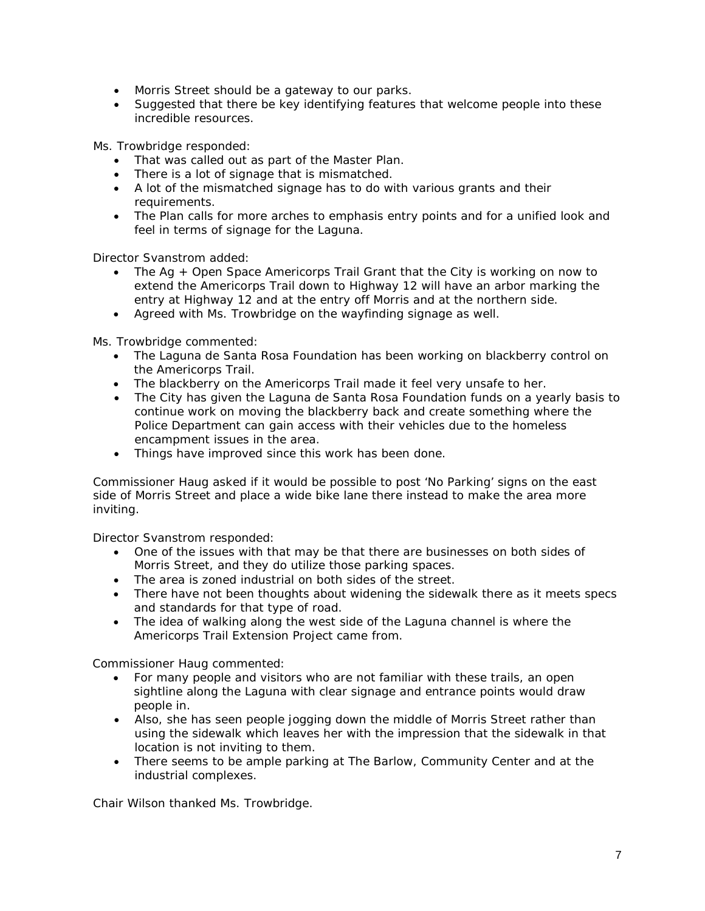- Morris Street should be a gateway to our parks.
- Suggested that there be key identifying features that welcome people into these incredible resources.

Ms. Trowbridge responded:

- That was called out as part of the Master Plan.
- There is a lot of signage that is mismatched.
- A lot of the mismatched signage has to do with various grants and their requirements.
- The Plan calls for more arches to emphasis entry points and for a unified look and feel in terms of signage for the Laguna.

Director Svanstrom added:

- The Ag + Open Space Americorps Trail Grant that the City is working on now to extend the Americorps Trail down to Highway 12 will have an arbor marking the entry at Highway 12 and at the entry off Morris and at the northern side.
- Agreed with Ms. Trowbridge on the wayfinding signage as well.

Ms. Trowbridge commented:

- The Laguna de Santa Rosa Foundation has been working on blackberry control on the Americorps Trail.
- The blackberry on the Americorps Trail made it feel very unsafe to her.
- The City has given the Laguna de Santa Rosa Foundation funds on a yearly basis to continue work on moving the blackberry back and create something where the Police Department can gain access with their vehicles due to the homeless encampment issues in the area.
- Things have improved since this work has been done.

Commissioner Haug asked if it would be possible to post 'No Parking' signs on the east side of Morris Street and place a wide bike lane there instead to make the area more inviting.

Director Svanstrom responded:

- One of the issues with that may be that there are businesses on both sides of Morris Street, and they do utilize those parking spaces.
- The area is zoned industrial on both sides of the street.
- There have not been thoughts about widening the sidewalk there as it meets specs and standards for that type of road.
- The idea of walking along the west side of the Laguna channel is where the Americorps Trail Extension Project came from.

Commissioner Haug commented:

- For many people and visitors who are not familiar with these trails, an open sightline along the Laguna with clear signage and entrance points would draw people in.
- Also, she has seen people jogging down the middle of Morris Street rather than using the sidewalk which leaves her with the impression that the sidewalk in that location is not inviting to them.
- There seems to be ample parking at The Barlow, Community Center and at the industrial complexes.

Chair Wilson thanked Ms. Trowbridge.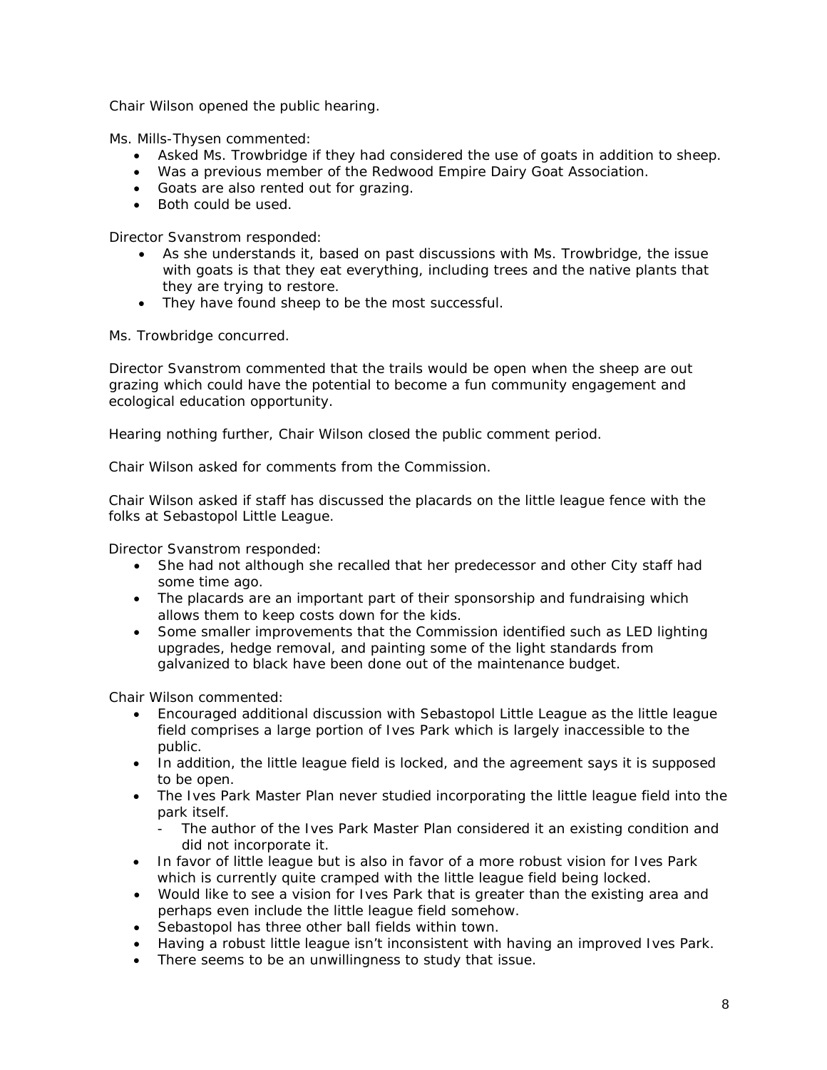Chair Wilson opened the public hearing.

Ms. Mills-Thysen commented:

- Asked Ms. Trowbridge if they had considered the use of goats in addition to sheep.
- Was a previous member of the Redwood Empire Dairy Goat Association.
- Goats are also rented out for grazing.
- Both could be used.

Director Svanstrom responded:

- As she understands it, based on past discussions with Ms. Trowbridge, the issue with goats is that they eat everything, including trees and the native plants that they are trying to restore.
- They have found sheep to be the most successful.

Ms. Trowbridge concurred.

Director Svanstrom commented that the trails would be open when the sheep are out grazing which could have the potential to become a fun community engagement and ecological education opportunity.

Hearing nothing further, Chair Wilson closed the public comment period.

Chair Wilson asked for comments from the Commission.

Chair Wilson asked if staff has discussed the placards on the little league fence with the folks at Sebastopol Little League.

Director Svanstrom responded:

- She had not although she recalled that her predecessor and other City staff had some time ago.
- The placards are an important part of their sponsorship and fundraising which allows them to keep costs down for the kids.
- Some smaller improvements that the Commission identified such as LED lighting upgrades, hedge removal, and painting some of the light standards from galvanized to black have been done out of the maintenance budget.

Chair Wilson commented:

- Encouraged additional discussion with Sebastopol Little League as the little league field comprises a large portion of Ives Park which is largely inaccessible to the public.
- In addition, the little league field is locked, and the agreement says it is supposed to be open.
- The Ives Park Master Plan never studied incorporating the little league field into the park itself.
  - The author of the Ives Park Master Plan considered it an existing condition and did not incorporate it.
- In favor of little league but is also in favor of a more robust vision for Ives Park which is currently quite cramped with the little league field being locked.
- Would like to see a vision for Ives Park that is greater than the existing area and perhaps even include the little league field somehow.
- Sebastopol has three other ball fields within town.
- Having a robust little league isn't inconsistent with having an improved Ives Park.
- There seems to be an unwillingness to study that issue.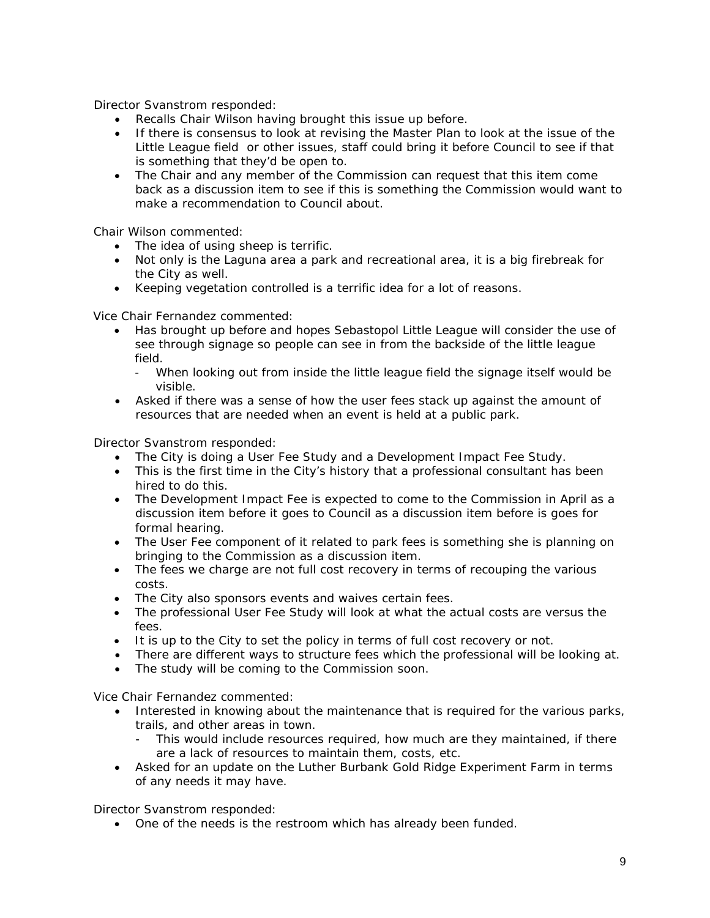Director Svanstrom responded:

- Recalls Chair Wilson having brought this issue up before.
- If there is consensus to look at revising the Master Plan to look at the issue of the Little League field  or other issues, staff could bring it before Council to see if that is something that they'd be open to.
- The Chair and any member of the Commission can request that this item come back as a discussion item to see if this is something the Commission would want to make a recommendation to Council about.

Chair Wilson commented:

- The idea of using sheep is terrific.
- Not only is the Laguna area a park and recreational area, it is a big firebreak for the City as well.
- Keeping vegetation controlled is a terrific idea for a lot of reasons.

Vice Chair Fernandez commented:

- Has brought up before and hopes Sebastopol Little League will consider the use of see through signage so people can see in from the backside of the little league field.
  - When looking out from inside the little league field the signage itself would be visible.
- Asked if there was a sense of how the user fees stack up against the amount of resources that are needed when an event is held at a public park.

Director Svanstrom responded:

- The City is doing a User Fee Study and a Development Impact Fee Study.
- This is the first time in the City's history that a professional consultant has been hired to do this.
- The Development Impact Fee is expected to come to the Commission in April as a discussion item before it goes to Council as a discussion item before is goes for formal hearing.
- The User Fee component of it related to park fees is something she is planning on bringing to the Commission as a discussion item.
- The fees we charge are not full cost recovery in terms of recouping the various costs.
- The City also sponsors events and waives certain fees.
- The professional User Fee Study will look at what the actual costs are versus the fees.
- It is up to the City to set the policy in terms of full cost recovery or not.
- There are different ways to structure fees which the professional will be looking at.
- The study will be coming to the Commission soon.

Vice Chair Fernandez commented:

- Interested in knowing about the maintenance that is required for the various parks, trails, and other areas in town.
  - This would include resources required, how much are they maintained, if there are a lack of resources to maintain them, costs, etc.
- Asked for an update on the Luther Burbank Gold Ridge Experiment Farm in terms of any needs it may have.

Director Svanstrom responded:

- One of the needs is the restroom which has already been funded.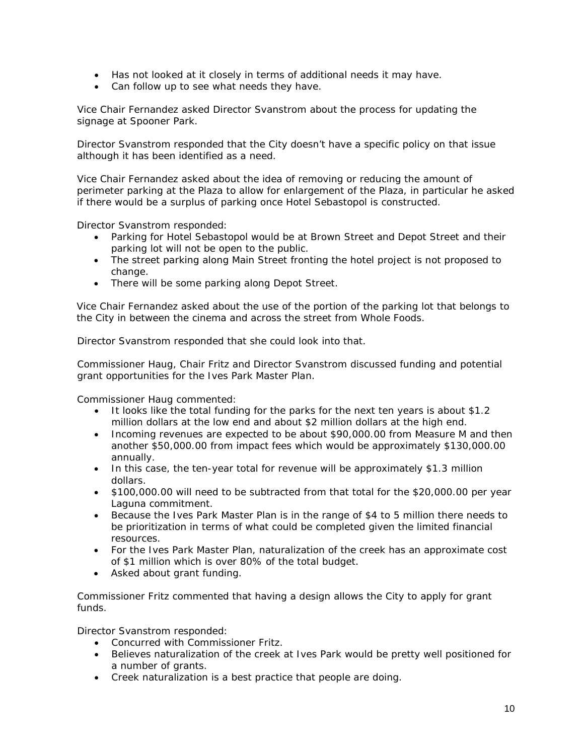- Has not looked at it closely in terms of additional needs it may have.
- Can follow up to see what needs they have.

Vice Chair Fernandez asked Director Svanstrom about the process for updating the signage at Spooner Park.

Director Svanstrom responded that the City doesn't have a specific policy on that issue although it has been identified as a need.

Vice Chair Fernandez asked about the idea of removing or reducing the amount of perimeter parking at the Plaza to allow for enlargement of the Plaza, in particular he asked if there would be a surplus of parking once Hotel Sebastopol is constructed.

Director Svanstrom responded:

- Parking for Hotel Sebastopol would be at Brown Street and Depot Street and their parking lot will not be open to the public.
- The street parking along Main Street fronting the hotel project is not proposed to change.
- There will be some parking along Depot Street.

Vice Chair Fernandez asked about the use of the portion of the parking lot that belongs to the City in between the cinema and across the street from Whole Foods.

Director Svanstrom responded that she could look into that.

Commissioner Haug, Chair Fritz and Director Svanstrom discussed funding and potential grant opportunities for the Ives Park Master Plan.

Commissioner Haug commented:

- It looks like the total funding for the parks for the next ten years is about $1.2 million dollars at the low end and about $2 million dollars at the high end.
- Incoming revenues are expected to be about $90,000.00 from Measure M and then another $50,000.00 from impact fees which would be approximately $130,000.00 annually.
- In this case, the ten-year total for revenue will be approximately $1.3 million dollars.
- $100,000.00 will need to be subtracted from that total for the $20,000.00 per year Laguna commitment.
- Because the Ives Park Master Plan is in the range of $4 to 5 million there needs to be prioritization in terms of what could be completed given the limited financial resources.
- For the Ives Park Master Plan, naturalization of the creek has an approximate cost of $1 million which is over 80% of the total budget.
- Asked about grant funding.

Commissioner Fritz commented that having a design allows the City to apply for grant funds.

Director Svanstrom responded:

- Concurred with Commissioner Fritz.
- Believes naturalization of the creek at Ives Park would be pretty well positioned for a number of grants.
- Creek naturalization is a best practice that people are doing.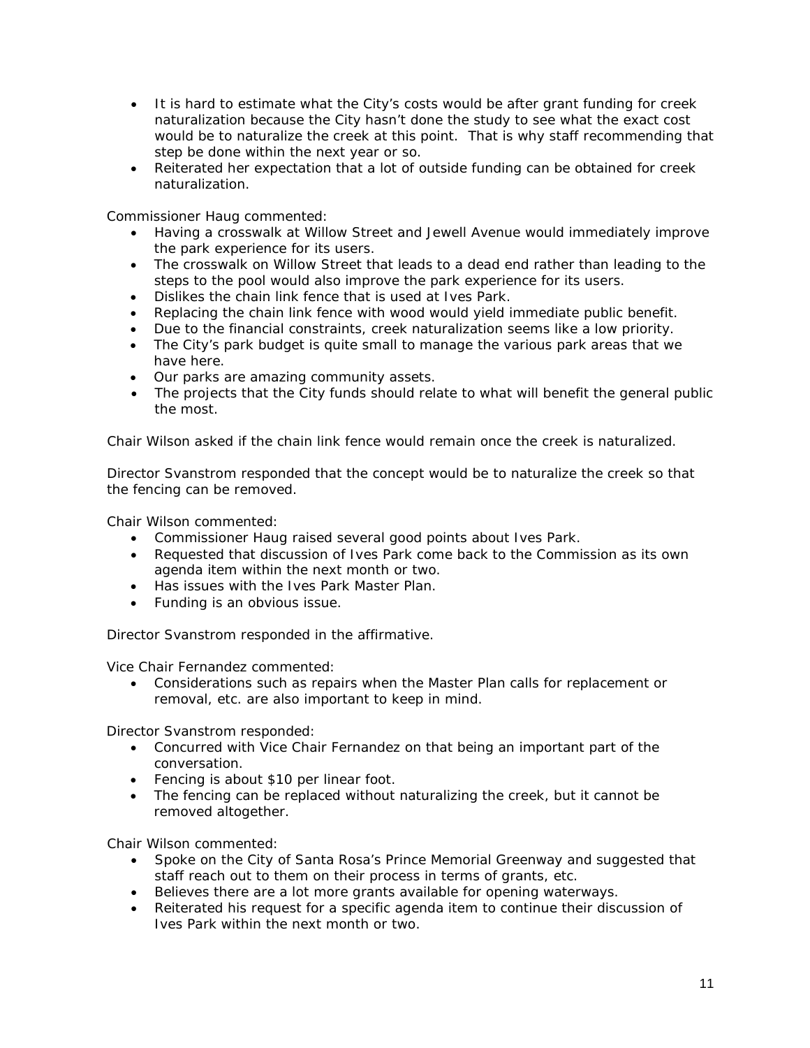- It is hard to estimate what the City's costs would be after grant funding for creek naturalization because the City hasn't done the study to see what the exact cost would be to naturalize the creek at this point. That is why staff recommending that step be done within the next year or so.
- Reiterated her expectation that a lot of outside funding can be obtained for creek naturalization.

Commissioner Haug commented:

- Having a crosswalk at Willow Street and Jewell Avenue would immediately improve the park experience for its users.
- The crosswalk on Willow Street that leads to a dead end rather than leading to the steps to the pool would also improve the park experience for its users.
- Dislikes the chain link fence that is used at Ives Park.
- Replacing the chain link fence with wood would yield immediate public benefit.
- Due to the financial constraints, creek naturalization seems like a low priority.
- The City's park budget is quite small to manage the various park areas that we have here.
- Our parks are amazing community assets.
- The projects that the City funds should relate to what will benefit the general public the most.

Chair Wilson asked if the chain link fence would remain once the creek is naturalized.

Director Svanstrom responded that the concept would be to naturalize the creek so that the fencing can be removed.

Chair Wilson commented:

- Commissioner Haug raised several good points about Ives Park.
- Requested that discussion of Ives Park come back to the Commission as its own agenda item within the next month or two.
- Has issues with the Ives Park Master Plan.
- Funding is an obvious issue.

Director Svanstrom responded in the affirmative.

Vice Chair Fernandez commented:

- Considerations such as repairs when the Master Plan calls for replacement or removal, etc. are also important to keep in mind.

Director Svanstrom responded:

- Concurred with Vice Chair Fernandez on that being an important part of the conversation.
- Fencing is about $10 per linear foot.
- The fencing can be replaced without naturalizing the creek, but it cannot be removed altogether.

Chair Wilson commented:

- Spoke on the City of Santa Rosa's Prince Memorial Greenway and suggested that staff reach out to them on their process in terms of grants, etc.
- Believes there are a lot more grants available for opening waterways.
- Reiterated his request for a specific agenda item to continue their discussion of Ives Park within the next month or two.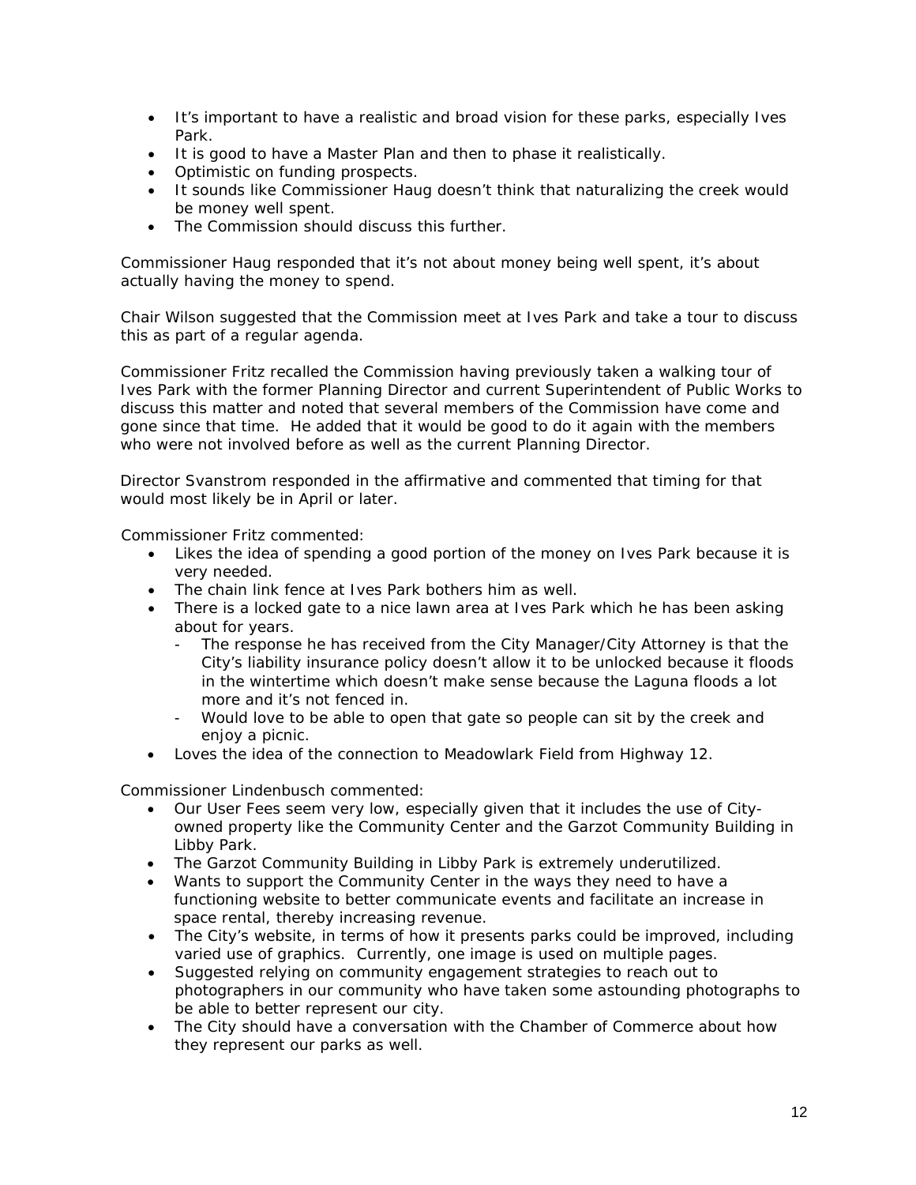- It's important to have a realistic and broad vision for these parks, especially Ives Park.
- It is good to have a Master Plan and then to phase it realistically.
- Optimistic on funding prospects.
- It sounds like Commissioner Haug doesn't think that naturalizing the creek would be money well spent.
- The Commission should discuss this further.

Commissioner Haug responded that it's not about money being well spent, it's about actually having the money to spend.

Chair Wilson suggested that the Commission meet at Ives Park and take a tour to discuss this as part of a regular agenda.

Commissioner Fritz recalled the Commission having previously taken a walking tour of Ives Park with the former Planning Director and current Superintendent of Public Works to discuss this matter and noted that several members of the Commission have come and gone since that time. He added that it would be good to do it again with the members who were not involved before as well as the current Planning Director.

Director Svanstrom responded in the affirmative and commented that timing for that would most likely be in April or later.

Commissioner Fritz commented:

- Likes the idea of spending a good portion of the money on Ives Park because it is very needed.
- The chain link fence at Ives Park bothers him as well.
- There is a locked gate to a nice lawn area at Ives Park which he has been asking about for years.
  - The response he has received from the City Manager/City Attorney is that the City's liability insurance policy doesn't allow it to be unlocked because it floods in the wintertime which doesn't make sense because the Laguna floods a lot more and it's not fenced in.
  - Would love to be able to open that gate so people can sit by the creek and enjoy a picnic.
- Loves the idea of the connection to Meadowlark Field from Highway 12.

Commissioner Lindenbusch commented:

- Our User Fees seem very low, especially given that it includes the use of City-owned property like the Community Center and the Garzot Community Building in Libby Park.
- The Garzot Community Building in Libby Park is extremely underutilized.
- Wants to support the Community Center in the ways they need to have a functioning website to better communicate events and facilitate an increase in space rental, thereby increasing revenue.
- The City's website, in terms of how it presents parks could be improved, including varied use of graphics. Currently, one image is used on multiple pages.
- Suggested relying on community engagement strategies to reach out to photographers in our community who have taken some astounding photographs to be able to better represent our city.
- The City should have a conversation with the Chamber of Commerce about how they represent our parks as well.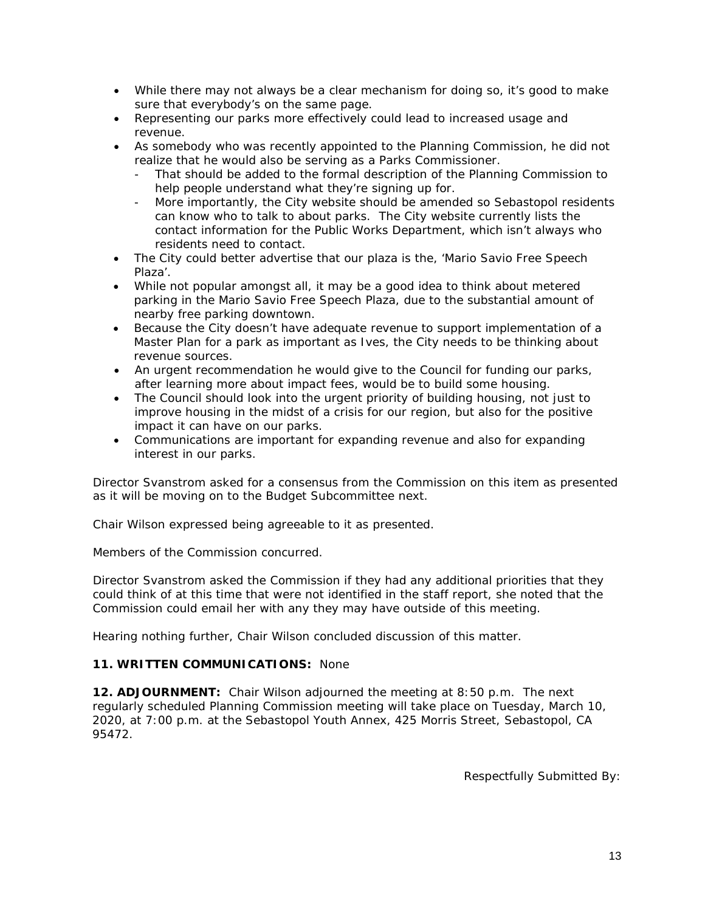- While there may not always be a clear mechanism for doing so, it's good to make sure that everybody's on the same page.
- Representing our parks more effectively could lead to increased usage and revenue.
- As somebody who was recently appointed to the Planning Commission, he did not realize that he would also be serving as a Parks Commissioner.
  - That should be added to the formal description of the Planning Commission to help people understand what they're signing up for.
  - More importantly, the City website should be amended so Sebastopol residents can know who to talk to about parks. The City website currently lists the contact information for the Public Works Department, which isn't always who residents need to contact.
- The City could better advertise that our plaza is the, 'Mario Savio Free Speech Plaza'.
- While not popular amongst all, it may be a good idea to think about metered parking in the Mario Savio Free Speech Plaza, due to the substantial amount of nearby free parking downtown.
- Because the City doesn't have adequate revenue to support implementation of a Master Plan for a park as important as Ives, the City needs to be thinking about revenue sources.
- An urgent recommendation he would give to the Council for funding our parks, after learning more about impact fees, would be to build some housing.
- The Council should look into the urgent priority of building housing, not just to improve housing in the midst of a crisis for our region, but also for the positive impact it can have on our parks.
- Communications are important for expanding revenue and also for expanding interest in our parks.

Director Svanstrom asked for a consensus from the Commission on this item as presented as it will be moving on to the Budget Subcommittee next.

Chair Wilson expressed being agreeable to it as presented.

Members of the Commission concurred.

Director Svanstrom asked the Commission if they had any additional priorities that they could think of at this time that were not identified in the staff report, she noted that the Commission could email her with any they may have outside of this meeting.

Hearing nothing further, Chair Wilson concluded discussion of this matter.

**11. WRITTEN COMMUNICATIONS:** None

**12. ADJOURNMENT:** Chair Wilson adjourned the meeting at 8:50 p.m. The next regularly scheduled Planning Commission meeting will take place on Tuesday, March 10, 2020, at 7:00 p.m. at the Sebastopol Youth Annex, 425 Morris Street, Sebastopol, CA 95472.

Respectfully Submitted By: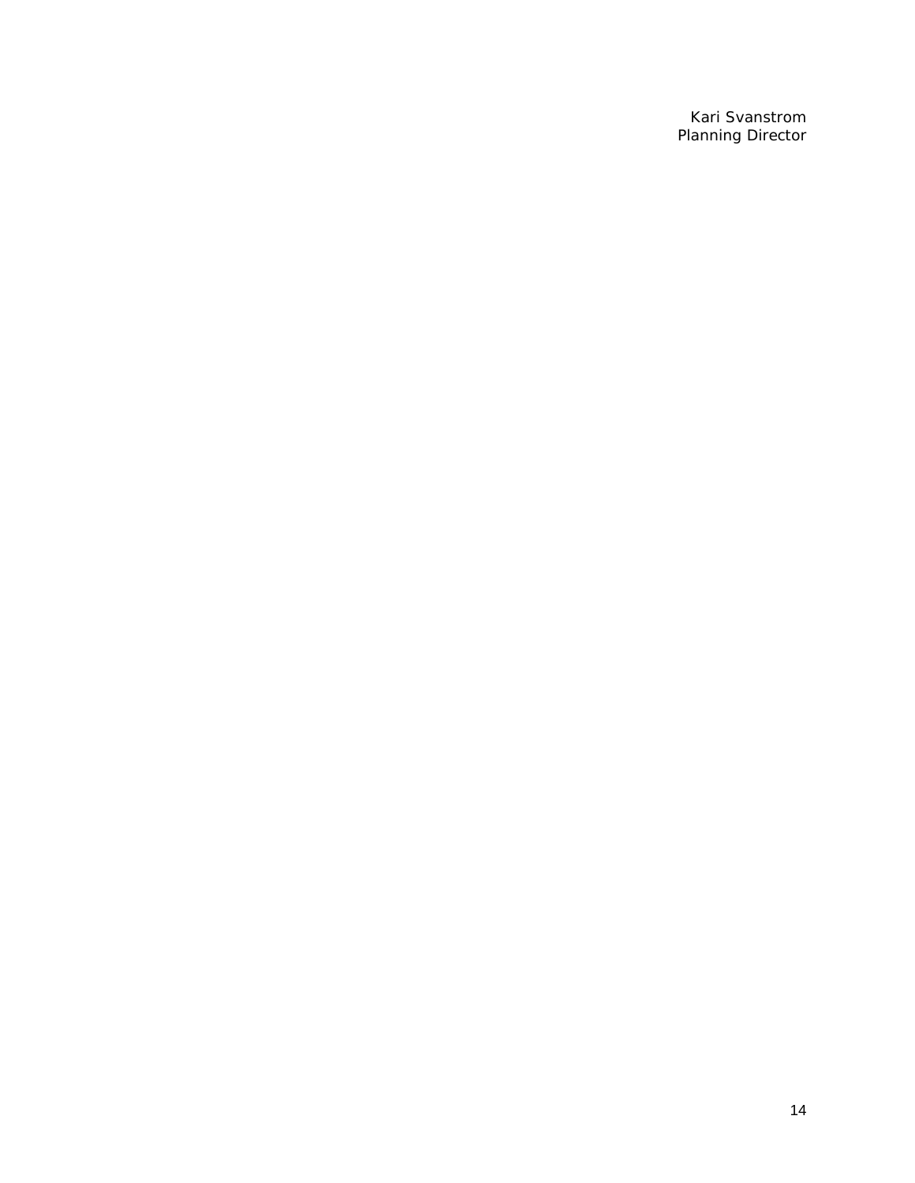Kari Svanstrom
Planning Director